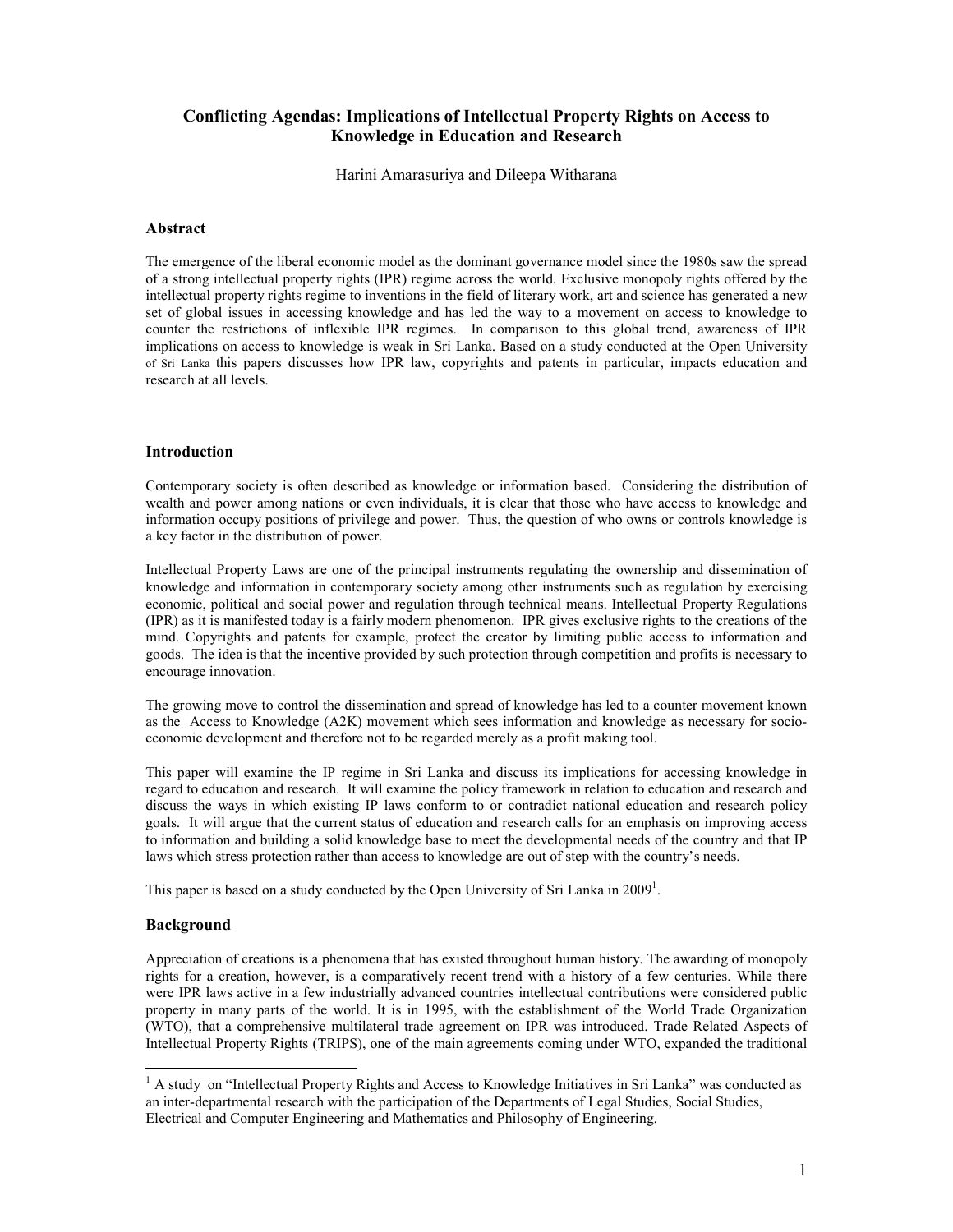# Conflicting Agendas: Implications of Intellectual Property Rights on Access to Knowledge in Education and Research

Harini Amarasuriya and Dileepa Witharana

## Abstract

The emergence of the liberal economic model as the dominant governance model since the 1980s saw the spread of a strong intellectual property rights (IPR) regime across the world. Exclusive monopoly rights offered by the intellectual property rights regime to inventions in the field of literary work, art and science has generated a new set of global issues in accessing knowledge and has led the way to a movement on access to knowledge to counter the restrictions of inflexible IPR regimes. In comparison to this global trend, awareness of IPR implications on access to knowledge is weak in Sri Lanka. Based on a study conducted at the Open University of Sri Lanka this papers discusses how IPR law, copyrights and patents in particular, impacts education and research at all levels.

## Introduction

Contemporary society is often described as knowledge or information based. Considering the distribution of wealth and power among nations or even individuals, it is clear that those who have access to knowledge and information occupy positions of privilege and power. Thus, the question of who owns or controls knowledge is a key factor in the distribution of power.

Intellectual Property Laws are one of the principal instruments regulating the ownership and dissemination of knowledge and information in contemporary society among other instruments such as regulation by exercising economic, political and social power and regulation through technical means. Intellectual Property Regulations (IPR) as it is manifested today is a fairly modern phenomenon. IPR gives exclusive rights to the creations of the mind. Copyrights and patents for example, protect the creator by limiting public access to information and goods. The idea is that the incentive provided by such protection through competition and profits is necessary to encourage innovation.

The growing move to control the dissemination and spread of knowledge has led to a counter movement known as the Access to Knowledge (A2K) movement which sees information and knowledge as necessary for socio-economic development and therefore not to be regarded merely as a profit making tool.

This paper will examine the IP regime in Sri Lanka and discuss its implications for accessing knowledge in regard to education and research. It will examine the policy framework in relation to education and research and discuss the ways in which existing IP laws conform to or contradict national education and research policy goals. It will argue that the current status of education and research calls for an emphasis on improving access to information and building a solid knowledge base to meet the developmental needs of the country and that IP laws which stress protection rather than access to knowledge are out of step with the country's needs.

This paper is based on a study conducted by the Open University of Sri Lanka in 2009[1].

## Background

Appreciation of creations is a phenomena that has existed throughout human history. The awarding of monopoly rights for a creation, however, is a comparatively recent trend with a history of a few centuries. While there were IPR laws active in a few industrially advanced countries intellectual contributions were considered public property in many parts of the world. It is in 1995, with the establishment of the World Trade Organization (WTO), that a comprehensive multilateral trade agreement on IPR was introduced. Trade Related Aspects of Intellectual Property Rights (TRIPS), one of the main agreements coming under WTO, expanded the traditional

---

[1] A study on "Intellectual Property Rights and Access to Knowledge Initiatives in Sri Lanka" was conducted as an inter-departmental research with the participation of the Departments of Legal Studies, Social Studies, Electrical and Computer Engineering and Mathematics and Philosophy of Engineering.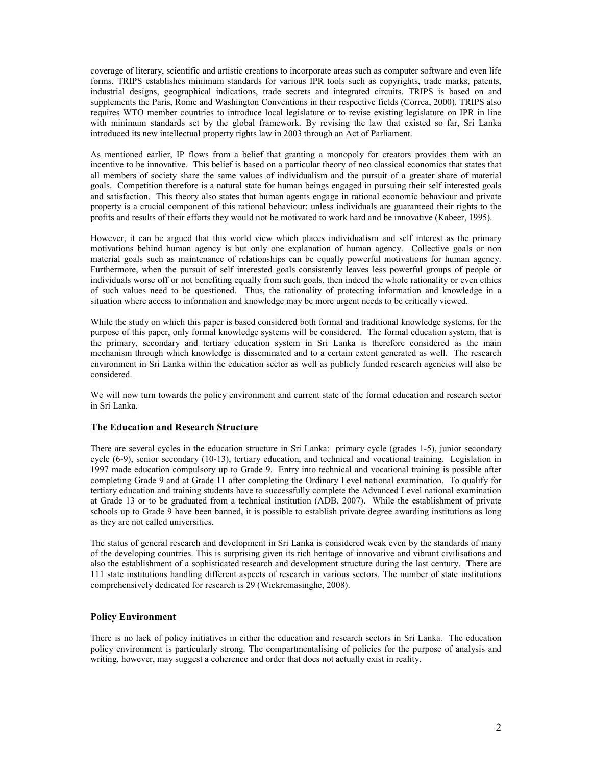coverage of literary, scientific and artistic creations to incorporate areas such as computer software and even life forms. TRIPS establishes minimum standards for various IPR tools such as copyrights, trade marks, patents, industrial designs, geographical indications, trade secrets and integrated circuits. TRIPS is based on and supplements the Paris, Rome and Washington Conventions in their respective fields (Correa, 2000). TRIPS also requires WTO member countries to introduce local legislature or to revise existing legislature on IPR in line with minimum standards set by the global framework. By revising the law that existed so far, Sri Lanka introduced its new intellectual property rights law in 2003 through an Act of Parliament.

As mentioned earlier, IP flows from a belief that granting a monopoly for creators provides them with an incentive to be innovative. This belief is based on a particular theory of neo classical economics that states that all members of society share the same values of individualism and the pursuit of a greater share of material goals. Competition therefore is a natural state for human beings engaged in pursuing their self interested goals and satisfaction. This theory also states that human agents engage in rational economic behaviour and private property is a crucial component of this rational behaviour: unless individuals are guaranteed their rights to the profits and results of their efforts they would not be motivated to work hard and be innovative (Kabeer, 1995).

However, it can be argued that this world view which places individualism and self interest as the primary motivations behind human agency is but only one explanation of human agency. Collective goals or non material goals such as maintenance of relationships can be equally powerful motivations for human agency. Furthermore, when the pursuit of self interested goals consistently leaves less powerful groups of people or individuals worse off or not benefiting equally from such goals, then indeed the whole rationality or even ethics of such values need to be questioned. Thus, the rationality of protecting information and knowledge in a situation where access to information and knowledge may be more urgent needs to be critically viewed.

While the study on which this paper is based considered both formal and traditional knowledge systems, for the purpose of this paper, only formal knowledge systems will be considered. The formal education system, that is the primary, secondary and tertiary education system in Sri Lanka is therefore considered as the main mechanism through which knowledge is disseminated and to a certain extent generated as well. The research environment in Sri Lanka within the education sector as well as publicly funded research agencies will also be considered.

We will now turn towards the policy environment and current state of the formal education and research sector in Sri Lanka.

### The Education and Research Structure

There are several cycles in the education structure in Sri Lanka: primary cycle (grades 1-5), junior secondary cycle (6-9), senior secondary (10-13), tertiary education, and technical and vocational training. Legislation in 1997 made education compulsory up to Grade 9. Entry into technical and vocational training is possible after completing Grade 9 and at Grade 11 after completing the Ordinary Level national examination. To qualify for tertiary education and training students have to successfully complete the Advanced Level national examination at Grade 13 or to be graduated from a technical institution (ADB, 2007). While the establishment of private schools up to Grade 9 have been banned, it is possible to establish private degree awarding institutions as long as they are not called universities.

The status of general research and development in Sri Lanka is considered weak even by the standards of many of the developing countries. This is surprising given its rich heritage of innovative and vibrant civilisations and also the establishment of a sophisticated research and development structure during the last century. There are 111 state institutions handling different aspects of research in various sectors. The number of state institutions comprehensively dedicated for research is 29 (Wickremasinghe, 2008).

### Policy Environment

There is no lack of policy initiatives in either the education and research sectors in Sri Lanka. The education policy environment is particularly strong. The compartmentalising of policies for the purpose of analysis and writing, however, may suggest a coherence and order that does not actually exist in reality.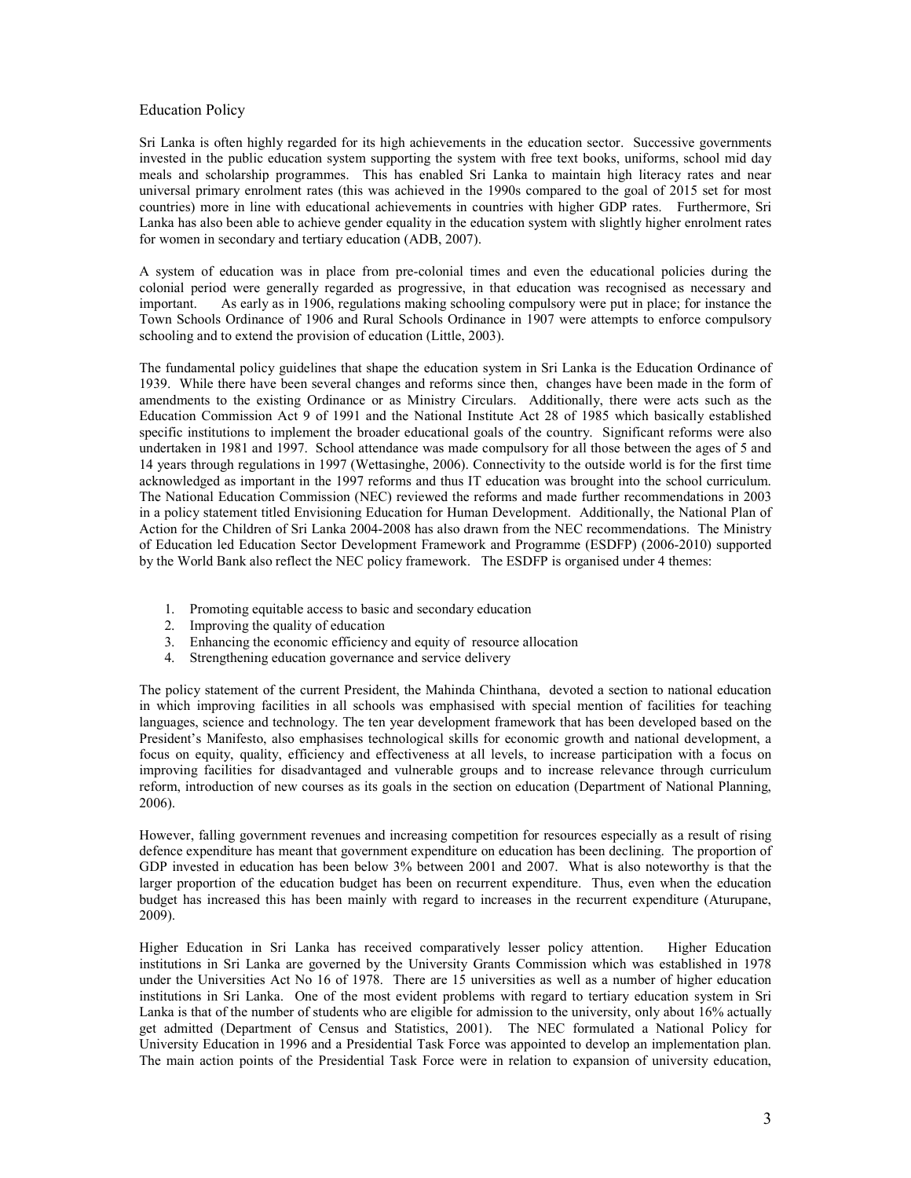## Education Policy

Sri Lanka is often highly regarded for its high achievements in the education sector. Successive governments invested in the public education system supporting the system with free text books, uniforms, school mid day meals and scholarship programmes. This has enabled Sri Lanka to maintain high literacy rates and near universal primary enrolment rates (this was achieved in the 1990s compared to the goal of 2015 set for most countries) more in line with educational achievements in countries with higher GDP rates. Furthermore, Sri Lanka has also been able to achieve gender equality in the education system with slightly higher enrolment rates for women in secondary and tertiary education (ADB, 2007).

A system of education was in place from pre-colonial times and even the educational policies during the colonial period were generally regarded as progressive, in that education was recognised as necessary and important. As early as in 1906, regulations making schooling compulsory were put in place; for instance the Town Schools Ordinance of 1906 and Rural Schools Ordinance in 1907 were attempts to enforce compulsory schooling and to extend the provision of education (Little, 2003).

The fundamental policy guidelines that shape the education system in Sri Lanka is the Education Ordinance of 1939. While there have been several changes and reforms since then, changes have been made in the form of amendments to the existing Ordinance or as Ministry Circulars. Additionally, there were acts such as the Education Commission Act 9 of 1991 and the National Institute Act 28 of 1985 which basically established specific institutions to implement the broader educational goals of the country. Significant reforms were also undertaken in 1981 and 1997. School attendance was made compulsory for all those between the ages of 5 and 14 years through regulations in 1997 (Wettasinghe, 2006). Connectivity to the outside world is for the first time acknowledged as important in the 1997 reforms and thus IT education was brought into the school curriculum. The National Education Commission (NEC) reviewed the reforms and made further recommendations in 2003 in a policy statement titled Envisioning Education for Human Development. Additionally, the National Plan of Action for the Children of Sri Lanka 2004-2008 has also drawn from the NEC recommendations. The Ministry of Education led Education Sector Development Framework and Programme (ESDFP) (2006-2010) supported by the World Bank also reflect the NEC policy framework. The ESDFP is organised under 4 themes:

1. Promoting equitable access to basic and secondary education
2. Improving the quality of education
3. Enhancing the economic efficiency and equity of resource allocation
4. Strengthening education governance and service delivery

The policy statement of the current President, the Mahinda Chinthana, devoted a section to national education in which improving facilities in all schools was emphasised with special mention of facilities for teaching languages, science and technology. The ten year development framework that has been developed based on the President's Manifesto, also emphasises technological skills for economic growth and national development, a focus on equity, quality, efficiency and effectiveness at all levels, to increase participation with a focus on improving facilities for disadvantaged and vulnerable groups and to increase relevance through curriculum reform, introduction of new courses as its goals in the section on education (Department of National Planning, 2006).

However, falling government revenues and increasing competition for resources especially as a result of rising defence expenditure has meant that government expenditure on education has been declining. The proportion of GDP invested in education has been below 3% between 2001 and 2007. What is also noteworthy is that the larger proportion of the education budget has been on recurrent expenditure. Thus, even when the education budget has increased this has been mainly with regard to increases in the recurrent expenditure (Aturupane, 2009).

Higher Education in Sri Lanka has received comparatively lesser policy attention. Higher Education institutions in Sri Lanka are governed by the University Grants Commission which was established in 1978 under the Universities Act No 16 of 1978. There are 15 universities as well as a number of higher education institutions in Sri Lanka. One of the most evident problems with regard to tertiary education system in Sri Lanka is that of the number of students who are eligible for admission to the university, only about 16% actually get admitted (Department of Census and Statistics, 2001). The NEC formulated a National Policy for University Education in 1996 and a Presidential Task Force was appointed to develop an implementation plan. The main action points of the Presidential Task Force were in relation to expansion of university education,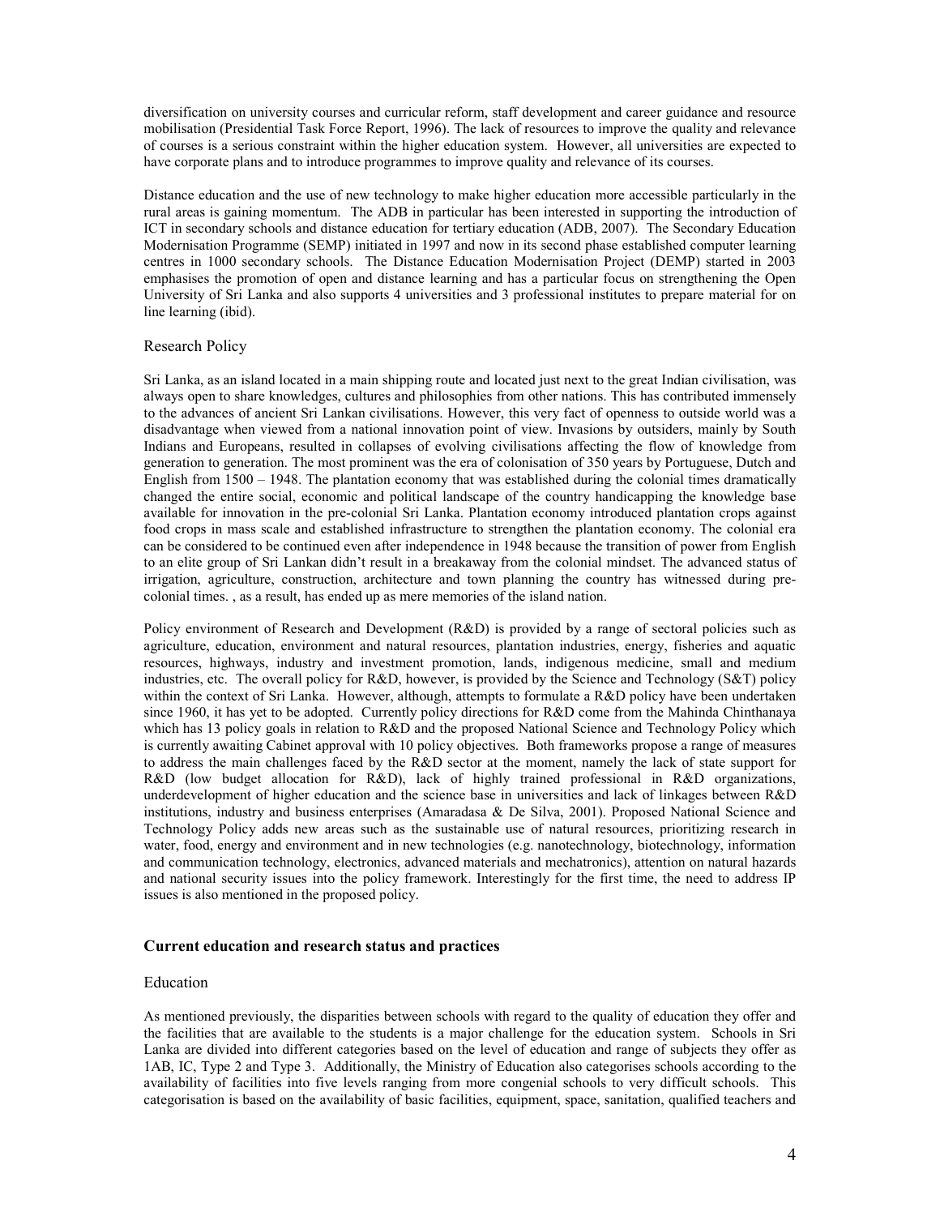diversification on university courses and curricular reform, staff development and career guidance and resource mobilisation (Presidential Task Force Report, 1996). The lack of resources to improve the quality and relevance of courses is a serious constraint within the higher education system. However, all universities are expected to have corporate plans and to introduce programmes to improve quality and relevance of its courses.

Distance education and the use of new technology to make higher education more accessible particularly in the rural areas is gaining momentum. The ADB in particular has been interested in supporting the introduction of ICT in secondary schools and distance education for tertiary education (ADB, 2007). The Secondary Education Modernisation Programme (SEMP) initiated in 1997 and now in its second phase established computer learning centres in 1000 secondary schools. The Distance Education Modernisation Project (DEMP) started in 2003 emphasises the promotion of open and distance learning and has a particular focus on strengthening the Open University of Sri Lanka and also supports 4 universities and 3 professional institutes to prepare material for on line learning (ibid).

### Research Policy

Sri Lanka, as an island located in a main shipping route and located just next to the great Indian civilisation, was always open to share knowledges, cultures and philosophies from other nations. This has contributed immensely to the advances of ancient Sri Lankan civilisations. However, this very fact of openness to outside world was a disadvantage when viewed from a national innovation point of view. Invasions by outsiders, mainly by South Indians and Europeans, resulted in collapses of evolving civilisations affecting the flow of knowledge from generation to generation. The most prominent was the era of colonisation of 350 years by Portuguese, Dutch and English from 1500 – 1948. The plantation economy that was established during the colonial times dramatically changed the entire social, economic and political landscape of the country handicapping the knowledge base available for innovation in the pre-colonial Sri Lanka. Plantation economy introduced plantation crops against food crops in mass scale and established infrastructure to strengthen the plantation economy. The colonial era can be considered to be continued even after independence in 1948 because the transition of power from English to an elite group of Sri Lankan didn't result in a breakaway from the colonial mindset. The advanced status of irrigation, agriculture, construction, architecture and town planning the country has witnessed during pre-colonial times. , as a result, has ended up as mere memories of the island nation.

Policy environment of Research and Development (R&D) is provided by a range of sectoral policies such as agriculture, education, environment and natural resources, plantation industries, energy, fisheries and aquatic resources, highways, industry and investment promotion, lands, indigenous medicine, small and medium industries, etc. The overall policy for R&D, however, is provided by the Science and Technology (S&T) policy within the context of Sri Lanka. However, although, attempts to formulate a R&D policy have been undertaken since 1960, it has yet to be adopted. Currently policy directions for R&D come from the Mahinda Chinthanaya which has 13 policy goals in relation to R&D and the proposed National Science and Technology Policy which is currently awaiting Cabinet approval with 10 policy objectives. Both frameworks propose a range of measures to address the main challenges faced by the R&D sector at the moment, namely the lack of state support for R&D (low budget allocation for R&D), lack of highly trained professional in R&D organizations, underdevelopment of higher education and the science base in universities and lack of linkages between R&D institutions, industry and business enterprises (Amaradasa & De Silva, 2001). Proposed National Science and Technology Policy adds new areas such as the sustainable use of natural resources, prioritizing research in water, food, energy and environment and in new technologies (e.g. nanotechnology, biotechnology, information and communication technology, electronics, advanced materials and mechatronics), attention on natural hazards and national security issues into the policy framework. Interestingly for the first time, the need to address IP issues is also mentioned in the proposed policy.

## Current education and research status and practices

### Education

As mentioned previously, the disparities between schools with regard to the quality of education they offer and the facilities that are available to the students is a major challenge for the education system. Schools in Sri Lanka are divided into different categories based on the level of education and range of subjects they offer as 1AB, IC, Type 2 and Type 3. Additionally, the Ministry of Education also categorises schools according to the availability of facilities into five levels ranging from more congenial schools to very difficult schools. This categorisation is based on the availability of basic facilities, equipment, space, sanitation, qualified teachers and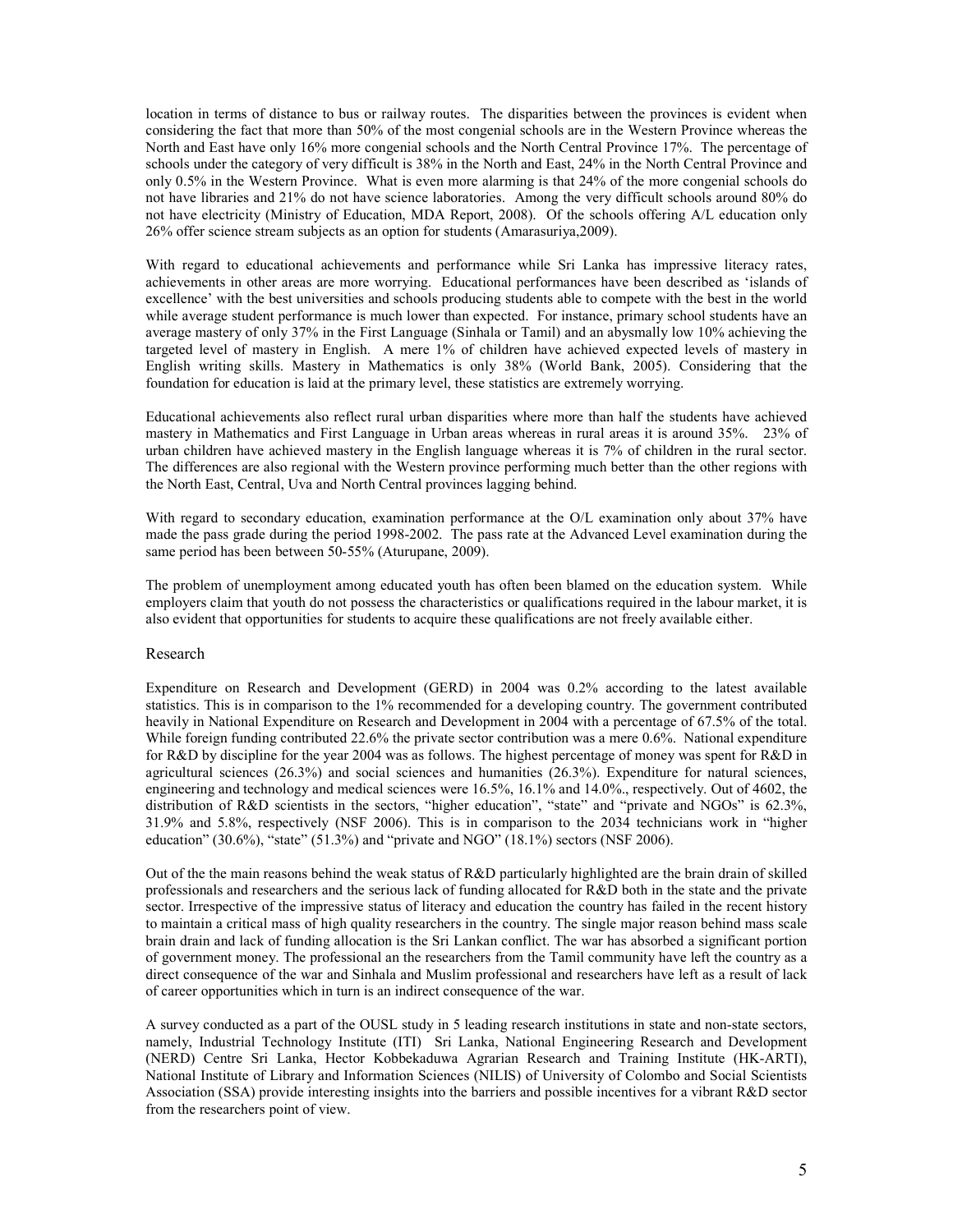location in terms of distance to bus or railway routes. The disparities between the provinces is evident when considering the fact that more than 50% of the most congenial schools are in the Western Province whereas the North and East have only 16% more congenial schools and the North Central Province 17%. The percentage of schools under the category of very difficult is 38% in the North and East, 24% in the North Central Province and only 0.5% in the Western Province. What is even more alarming is that 24% of the more congenial schools do not have libraries and 21% do not have science laboratories. Among the very difficult schools around 80% do not have electricity (Ministry of Education, MDA Report, 2008). Of the schools offering A/L education only 26% offer science stream subjects as an option for students (Amarasuriya,2009).

With regard to educational achievements and performance while Sri Lanka has impressive literacy rates, achievements in other areas are more worrying. Educational performances have been described as 'islands of excellence' with the best universities and schools producing students able to compete with the best in the world while average student performance is much lower than expected. For instance, primary school students have an average mastery of only 37% in the First Language (Sinhala or Tamil) and an abysmally low 10% achieving the targeted level of mastery in English. A mere 1% of children have achieved expected levels of mastery in English writing skills. Mastery in Mathematics is only 38% (World Bank, 2005). Considering that the foundation for education is laid at the primary level, these statistics are extremely worrying.

Educational achievements also reflect rural urban disparities where more than half the students have achieved mastery in Mathematics and First Language in Urban areas whereas in rural areas it is around 35%. 23% of urban children have achieved mastery in the English language whereas it is 7% of children in the rural sector. The differences are also regional with the Western province performing much better than the other regions with the North East, Central, Uva and North Central provinces lagging behind.

With regard to secondary education, examination performance at the O/L examination only about 37% have made the pass grade during the period 1998-2002. The pass rate at the Advanced Level examination during the same period has been between 50-55% (Aturupane, 2009).

The problem of unemployment among educated youth has often been blamed on the education system. While employers claim that youth do not possess the characteristics or qualifications required in the labour market, it is also evident that opportunities for students to acquire these qualifications are not freely available either.

## Research

Expenditure on Research and Development (GERD) in 2004 was 0.2% according to the latest available statistics. This is in comparison to the 1% recommended for a developing country. The government contributed heavily in National Expenditure on Research and Development in 2004 with a percentage of 67.5% of the total. While foreign funding contributed 22.6% the private sector contribution was a mere 0.6%. National expenditure for R&D by discipline for the year 2004 was as follows. The highest percentage of money was spent for R&D in agricultural sciences (26.3%) and social sciences and humanities (26.3%). Expenditure for natural sciences, engineering and technology and medical sciences were 16.5%, 16.1% and 14.0%., respectively. Out of 4602, the distribution of R&D scientists in the sectors, "higher education", "state" and "private and NGOs" is 62.3%, 31.9% and 5.8%, respectively (NSF 2006). This is in comparison to the 2034 technicians work in "higher education" (30.6%), "state" (51.3%) and "private and NGO" (18.1%) sectors (NSF 2006).

Out of the the main reasons behind the weak status of R&D particularly highlighted are the brain drain of skilled professionals and researchers and the serious lack of funding allocated for R&D both in the state and the private sector. Irrespective of the impressive status of literacy and education the country has failed in the recent history to maintain a critical mass of high quality researchers in the country. The single major reason behind mass scale brain drain and lack of funding allocation is the Sri Lankan conflict. The war has absorbed a significant portion of government money. The professional an the researchers from the Tamil community have left the country as a direct consequence of the war and Sinhala and Muslim professional and researchers have left as a result of lack of career opportunities which in turn is an indirect consequence of the war.

A survey conducted as a part of the OUSL study in 5 leading research institutions in state and non-state sectors, namely, Industrial Technology Institute (ITI) Sri Lanka, National Engineering Research and Development (NERD) Centre Sri Lanka, Hector Kobbekaduwa Agrarian Research and Training Institute (HK-ARTI), National Institute of Library and Information Sciences (NILIS) of University of Colombo and Social Scientists Association (SSA) provide interesting insights into the barriers and possible incentives for a vibrant R&D sector from the researchers point of view.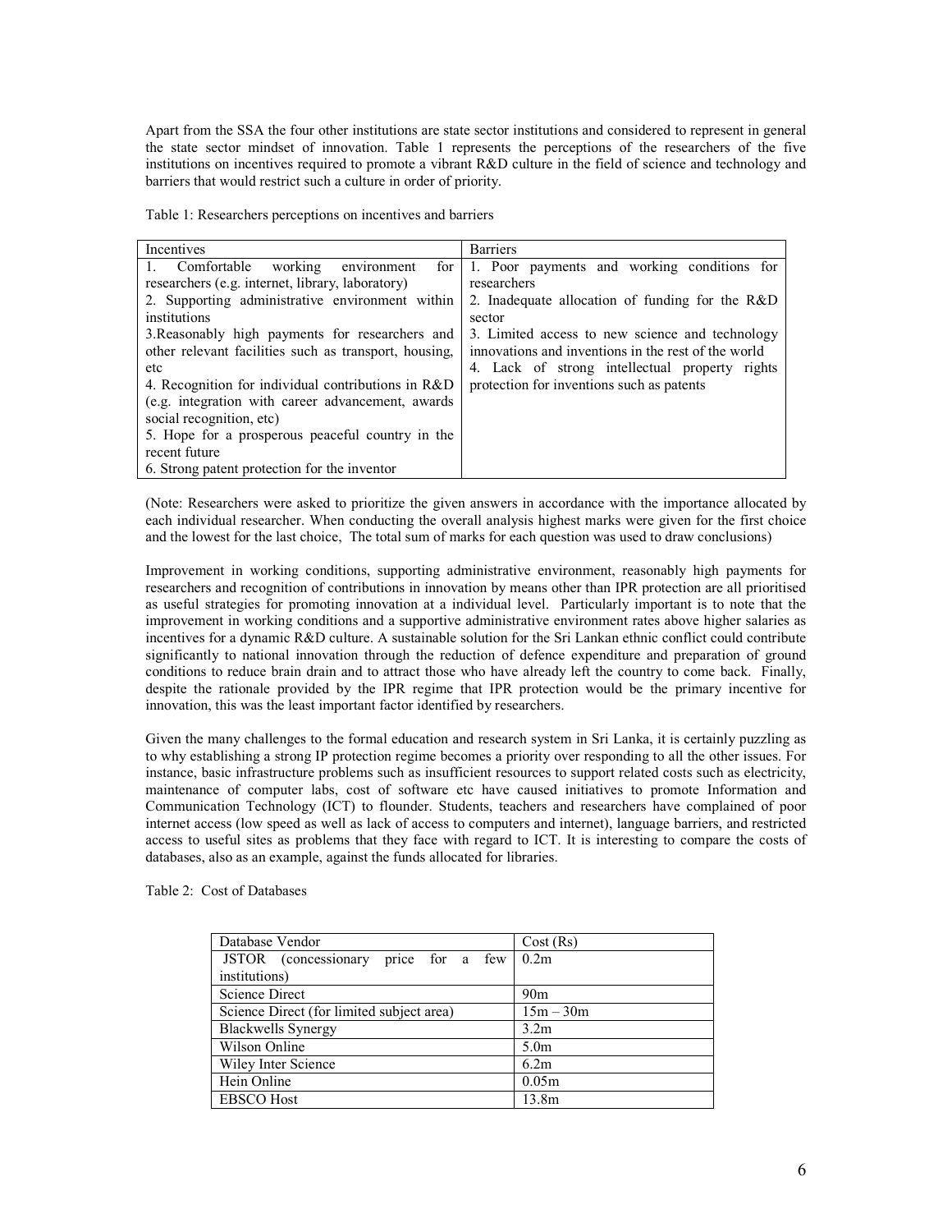Apart from the SSA the four other institutions are state sector institutions and considered to represent in general the state sector mindset of innovation. Table 1 represents the perceptions of the researchers of the five institutions on incentives required to promote a vibrant R&D culture in the field of science and technology and barriers that would restrict such a culture in order of priority.

Table 1: Researchers perceptions on incentives and barriers

| Incentives | Barriers |
|---|---|
| 1. Comfortable working environment for researchers (e.g. internet, library, laboratory)<br>2. Supporting administrative environment within institutions<br>3.Reasonably high payments for researchers and other relevant facilities such as transport, housing, etc<br>4. Recognition for individual contributions in R&D (e.g. integration with career advancement, awards social recognition, etc)<br>5. Hope for a prosperous peaceful country in the recent future<br>6. Strong patent protection for the inventor | 1. Poor payments and working conditions for researchers<br>2. Inadequate allocation of funding for the R&D sector<br>3. Limited access to new science and technology innovations and inventions in the rest of the world<br>4. Lack of strong intellectual property rights protection for inventions such as patents |

(Note: Researchers were asked to prioritize the given answers in accordance with the importance allocated by each individual researcher. When conducting the overall analysis highest marks were given for the first choice and the lowest for the last choice, The total sum of marks for each question was used to draw conclusions)

Improvement in working conditions, supporting administrative environment, reasonably high payments for researchers and recognition of contributions in innovation by means other than IPR protection are all prioritised as useful strategies for promoting innovation at a individual level. Particularly important is to note that the improvement in working conditions and a supportive administrative environment rates above higher salaries as incentives for a dynamic R&D culture. A sustainable solution for the Sri Lankan ethnic conflict could contribute significantly to national innovation through the reduction of defence expenditure and preparation of ground conditions to reduce brain drain and to attract those who have already left the country to come back. Finally, despite the rationale provided by the IPR regime that IPR protection would be the primary incentive for innovation, this was the least important factor identified by researchers.

Given the many challenges to the formal education and research system in Sri Lanka, it is certainly puzzling as to why establishing a strong IP protection regime becomes a priority over responding to all the other issues. For instance, basic infrastructure problems such as insufficient resources to support related costs such as electricity, maintenance of computer labs, cost of software etc have caused initiatives to promote Information and Communication Technology (ICT) to flounder. Students, teachers and researchers have complained of poor internet access (low speed as well as lack of access to computers and internet), language barriers, and restricted access to useful sites as problems that they face with regard to ICT. It is interesting to compare the costs of databases, also as an example, against the funds allocated for libraries.

Table 2: Cost of Databases

| Database Vendor | Cost (Rs) |
|---|---|
| JSTOR (concessionary price for a few institutions) | 0.2m |
| Science Direct | 90m |
| Science Direct (for limited subject area) | 15m – 30m |
| Blackwells Synergy | 3.2m |
| Wilson Online | 5.0m |
| Wiley Inter Science | 6.2m |
| Hein Online | 0.05m |
| EBSCO Host | 13.8m |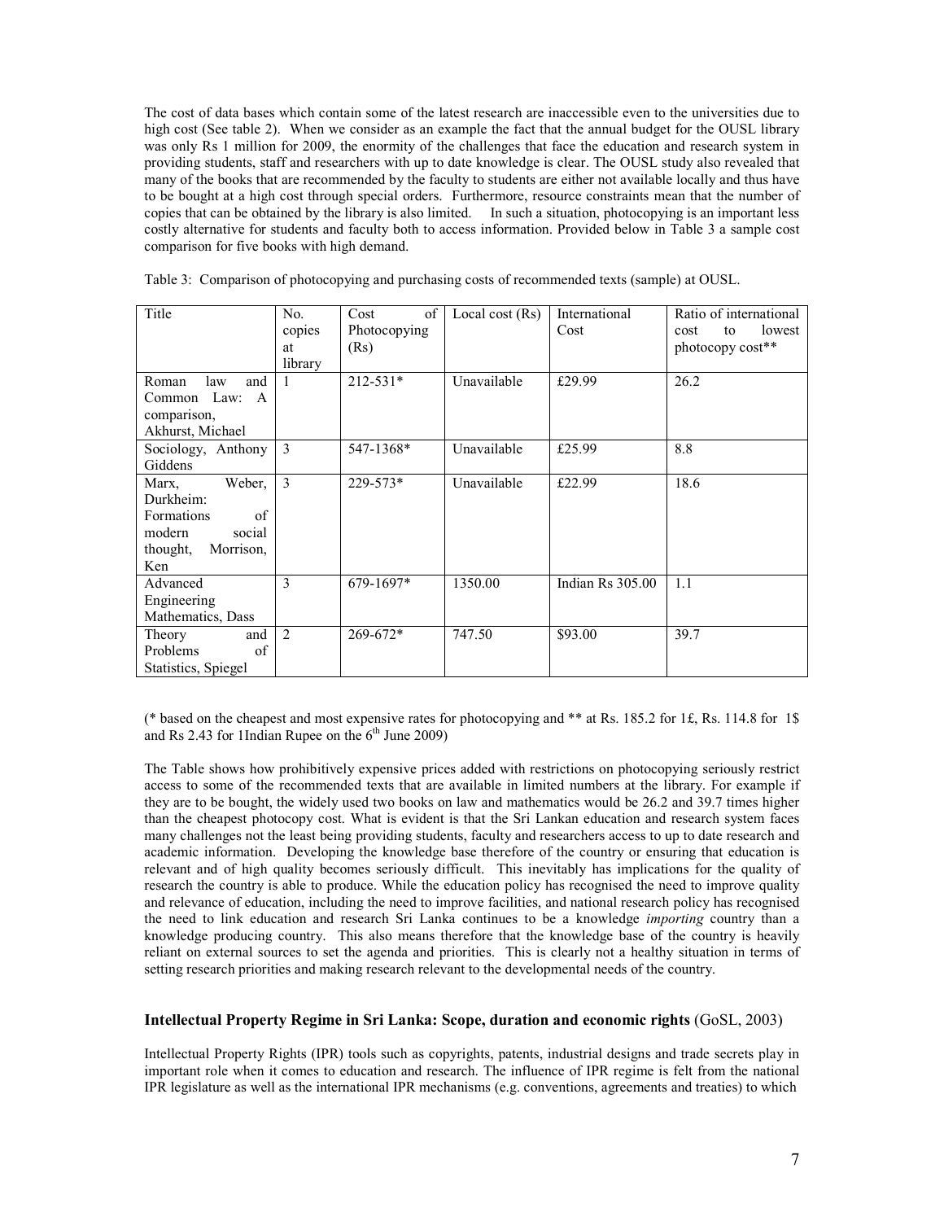The cost of data bases which contain some of the latest research are inaccessible even to the universities due to high cost (See table 2). When we consider as an example the fact that the annual budget for the OUSL library was only Rs 1 million for 2009, the enormity of the challenges that face the education and research system in providing students, staff and researchers with up to date knowledge is clear. The OUSL study also revealed that many of the books that are recommended by the faculty to students are either not available locally and thus have to be bought at a high cost through special orders. Furthermore, resource constraints mean that the number of copies that can be obtained by the library is also limited. In such a situation, photocopying is an important less costly alternative for students and faculty both to access information. Provided below in Table 3 a sample cost comparison for five books with high demand.

Table 3: Comparison of photocopying and purchasing costs of recommended texts (sample) at OUSL.

| Title | No. copies at library | Cost of Photocopying (Rs) | Local cost (Rs) | International Cost | Ratio of international cost to lowest photocopy cost** |
|---|---|---|---|---|---|
| Roman law and Common Law: A comparison, Akhurst, Michael | 1 | 212-531* | Unavailable | £29.99 | 26.2 |
| Sociology, Anthony Giddens | 3 | 547-1368* | Unavailable | £25.99 | 8.8 |
| Marx, Weber, Durkheim: Formations of modern social thought, Morrison, Ken | 3 | 229-573* | Unavailable | £22.99 | 18.6 |
| Advanced Engineering Mathematics, Dass | 3 | 679-1697* | 1350.00 | Indian Rs 305.00 | 1.1 |
| Theory and Problems of Statistics, Spiegel | 2 | 269-672* | 747.50 | $93.00 | 39.7 |

(* based on the cheapest and most expensive rates for photocopying and ** at Rs. 185.2 for 1£, Rs. 114.8 for 1$ and Rs 2.43 for 1Indian Rupee on the 6th June 2009)

The Table shows how prohibitively expensive prices added with restrictions on photocopying seriously restrict access to some of the recommended texts that are available in limited numbers at the library. For example if they are to be bought, the widely used two books on law and mathematics would be 26.2 and 39.7 times higher than the cheapest photocopy cost. What is evident is that the Sri Lankan education and research system faces many challenges not the least being providing students, faculty and researchers access to up to date research and academic information. Developing the knowledge base therefore of the country or ensuring that education is relevant and of high quality becomes seriously difficult. This inevitably has implications for the quality of research the country is able to produce. While the education policy has recognised the need to improve quality and relevance of education, including the need to improve facilities, and national research policy has recognised the need to link education and research Sri Lanka continues to be a knowledge *importing* country than a knowledge producing country. This also means therefore that the knowledge base of the country is heavily reliant on external sources to set the agenda and priorities. This is clearly not a healthy situation in terms of setting research priorities and making research relevant to the developmental needs of the country.

## **Intellectual Property Regime in Sri Lanka: Scope, duration and economic rights** (GoSL, 2003)

Intellectual Property Rights (IPR) tools such as copyrights, patents, industrial designs and trade secrets play in important role when it comes to education and research. The influence of IPR regime is felt from the national IPR legislature as well as the international IPR mechanisms (e.g. conventions, agreements and treaties) to which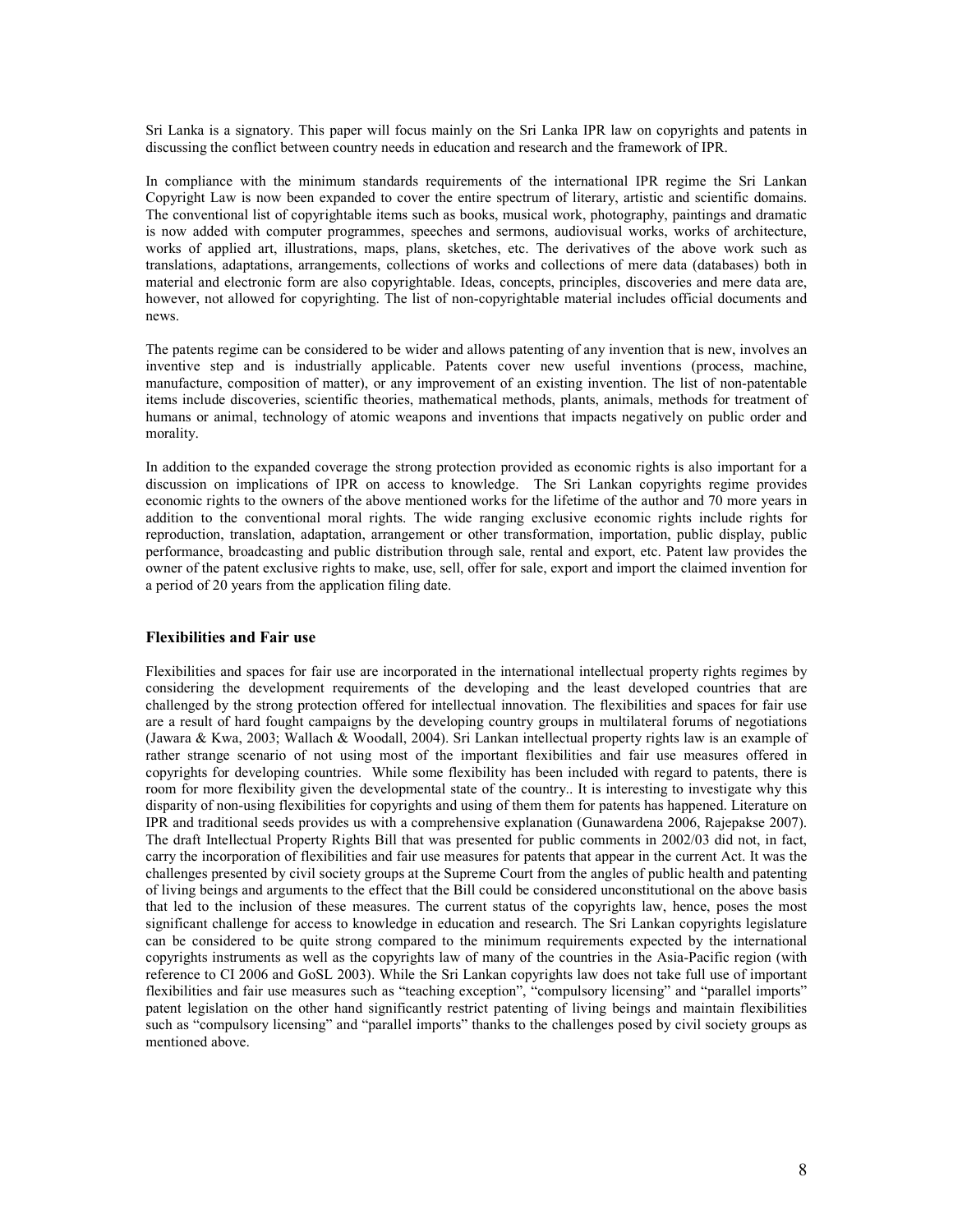Sri Lanka is a signatory. This paper will focus mainly on the Sri Lanka IPR law on copyrights and patents in discussing the conflict between country needs in education and research and the framework of IPR.

In compliance with the minimum standards requirements of the international IPR regime the Sri Lankan Copyright Law is now been expanded to cover the entire spectrum of literary, artistic and scientific domains. The conventional list of copyrightable items such as books, musical work, photography, paintings and dramatic is now added with computer programmes, speeches and sermons, audiovisual works, works of architecture, works of applied art, illustrations, maps, plans, sketches, etc. The derivatives of the above work such as translations, adaptations, arrangements, collections of works and collections of mere data (databases) both in material and electronic form are also copyrightable. Ideas, concepts, principles, discoveries and mere data are, however, not allowed for copyrighting. The list of non-copyrightable material includes official documents and news.

The patents regime can be considered to be wider and allows patenting of any invention that is new, involves an inventive step and is industrially applicable. Patents cover new useful inventions (process, machine, manufacture, composition of matter), or any improvement of an existing invention. The list of non-patentable items include discoveries, scientific theories, mathematical methods, plants, animals, methods for treatment of humans or animal, technology of atomic weapons and inventions that impacts negatively on public order and morality.

In addition to the expanded coverage the strong protection provided as economic rights is also important for a discussion on implications of IPR on access to knowledge. The Sri Lankan copyrights regime provides economic rights to the owners of the above mentioned works for the lifetime of the author and 70 more years in addition to the conventional moral rights. The wide ranging exclusive economic rights include rights for reproduction, translation, adaptation, arrangement or other transformation, importation, public display, public performance, broadcasting and public distribution through sale, rental and export, etc. Patent law provides the owner of the patent exclusive rights to make, use, sell, offer for sale, export and import the claimed invention for a period of 20 years from the application filing date.

### Flexibilities and Fair use

Flexibilities and spaces for fair use are incorporated in the international intellectual property rights regimes by considering the development requirements of the developing and the least developed countries that are challenged by the strong protection offered for intellectual innovation. The flexibilities and spaces for fair use are a result of hard fought campaigns by the developing country groups in multilateral forums of negotiations (Jawara & Kwa, 2003; Wallach & Woodall, 2004). Sri Lankan intellectual property rights law is an example of rather strange scenario of not using most of the important flexibilities and fair use measures offered in copyrights for developing countries. While some flexibility has been included with regard to patents, there is room for more flexibility given the developmental state of the country.. It is interesting to investigate why this disparity of non-using flexibilities for copyrights and using of them them for patents has happened. Literature on IPR and traditional seeds provides us with a comprehensive explanation (Gunawardena 2006, Rajepakse 2007). The draft Intellectual Property Rights Bill that was presented for public comments in 2002/03 did not, in fact, carry the incorporation of flexibilities and fair use measures for patents that appear in the current Act. It was the challenges presented by civil society groups at the Supreme Court from the angles of public health and patenting of living beings and arguments to the effect that the Bill could be considered unconstitutional on the above basis that led to the inclusion of these measures. The current status of the copyrights law, hence, poses the most significant challenge for access to knowledge in education and research. The Sri Lankan copyrights legislature can be considered to be quite strong compared to the minimum requirements expected by the international copyrights instruments as well as the copyrights law of many of the countries in the Asia-Pacific region (with reference to CI 2006 and GoSL 2003). While the Sri Lankan copyrights law does not take full use of important flexibilities and fair use measures such as "teaching exception", "compulsory licensing" and "parallel imports" patent legislation on the other hand significantly restrict patenting of living beings and maintain flexibilities such as "compulsory licensing" and "parallel imports" thanks to the challenges posed by civil society groups as mentioned above.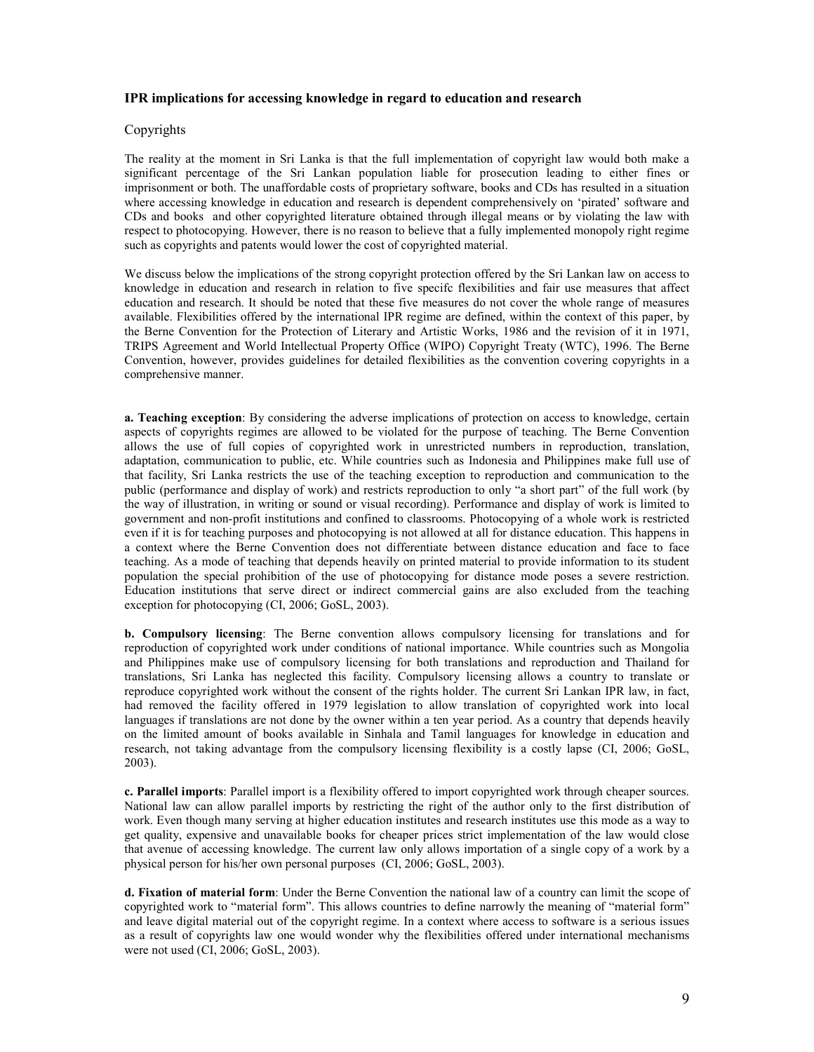## IPR implications for accessing knowledge in regard to education and research

### Copyrights

The reality at the moment in Sri Lanka is that the full implementation of copyright law would both make a significant percentage of the Sri Lankan population liable for prosecution leading to either fines or imprisonment or both. The unaffordable costs of proprietary software, books and CDs has resulted in a situation where accessing knowledge in education and research is dependent comprehensively on 'pirated' software and CDs and books and other copyrighted literature obtained through illegal means or by violating the law with respect to photocopying. However, there is no reason to believe that a fully implemented monopoly right regime such as copyrights and patents would lower the cost of copyrighted material.

We discuss below the implications of the strong copyright protection offered by the Sri Lankan law on access to knowledge in education and research in relation to five specifc flexibilities and fair use measures that affect education and research. It should be noted that these five measures do not cover the whole range of measures available. Flexibilities offered by the international IPR regime are defined, within the context of this paper, by the Berne Convention for the Protection of Literary and Artistic Works, 1986 and the revision of it in 1971, TRIPS Agreement and World Intellectual Property Office (WIPO) Copyright Treaty (WTC), 1996. The Berne Convention, however, provides guidelines for detailed flexibilities as the convention covering copyrights in a comprehensive manner.

**a. Teaching exception**: By considering the adverse implications of protection on access to knowledge, certain aspects of copyrights regimes are allowed to be violated for the purpose of teaching. The Berne Convention allows the use of full copies of copyrighted work in unrestricted numbers in reproduction, translation, adaptation, communication to public, etc. While countries such as Indonesia and Philippines make full use of that facility, Sri Lanka restricts the use of the teaching exception to reproduction and communication to the public (performance and display of work) and restricts reproduction to only "a short part" of the full work (by the way of illustration, in writing or sound or visual recording). Performance and display of work is limited to government and non-profit institutions and confined to classrooms. Photocopying of a whole work is restricted even if it is for teaching purposes and photocopying is not allowed at all for distance education. This happens in a context where the Berne Convention does not differentiate between distance education and face to face teaching. As a mode of teaching that depends heavily on printed material to provide information to its student population the special prohibition of the use of photocopying for distance mode poses a severe restriction. Education institutions that serve direct or indirect commercial gains are also excluded from the teaching exception for photocopying (CI, 2006; GoSL, 2003).

**b. Compulsory licensing**: The Berne convention allows compulsory licensing for translations and for reproduction of copyrighted work under conditions of national importance. While countries such as Mongolia and Philippines make use of compulsory licensing for both translations and reproduction and Thailand for translations, Sri Lanka has neglected this facility. Compulsory licensing allows a country to translate or reproduce copyrighted work without the consent of the rights holder. The current Sri Lankan IPR law, in fact, had removed the facility offered in 1979 legislation to allow translation of copyrighted work into local languages if translations are not done by the owner within a ten year period. As a country that depends heavily on the limited amount of books available in Sinhala and Tamil languages for knowledge in education and research, not taking advantage from the compulsory licensing flexibility is a costly lapse (CI, 2006; GoSL, 2003).

**c. Parallel imports**: Parallel import is a flexibility offered to import copyrighted work through cheaper sources. National law can allow parallel imports by restricting the right of the author only to the first distribution of work. Even though many serving at higher education institutes and research institutes use this mode as a way to get quality, expensive and unavailable books for cheaper prices strict implementation of the law would close that avenue of accessing knowledge. The current law only allows importation of a single copy of a work by a physical person for his/her own personal purposes (CI, 2006; GoSL, 2003).

**d. Fixation of material form**: Under the Berne Convention the national law of a country can limit the scope of copyrighted work to "material form". This allows countries to define narrowly the meaning of "material form" and leave digital material out of the copyright regime. In a context where access to software is a serious issues as a result of copyrights law one would wonder why the flexibilities offered under international mechanisms were not used (CI, 2006; GoSL, 2003).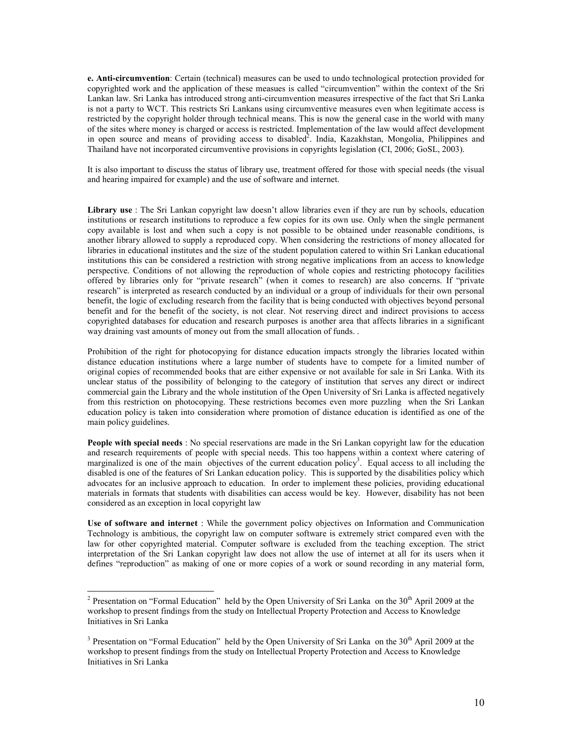**e. Anti-circumvention**: Certain (technical) measures can be used to undo technological protection provided for copyrighted work and the application of these measues is called "circumvention" within the context of the Sri Lankan law. Sri Lanka has introduced strong anti-circumvention measures irrespective of the fact that Sri Lanka is not a party to WCT. This restricts Sri Lankans using circumventive measures even when legitimate access is restricted by the copyright holder through technical means. This is now the general case in the world with many of the sites where money is charged or access is restricted. Implementation of the law would affect development in open source and means of providing access to disabled[2]. India, Kazakhstan, Mongolia, Philippines and Thailand have not incorporated circumventive provisions in copyrights legislation (CI, 2006; GoSL, 2003).

It is also important to discuss the status of library use, treatment offered for those with special needs (the visual and hearing impaired for example) and the use of software and internet.

**Library use** : The Sri Lankan copyright law doesn't allow libraries even if they are run by schools, education institutions or research institutions to reproduce a few copies for its own use. Only when the single permanent copy available is lost and when such a copy is not possible to be obtained under reasonable conditions, is another library allowed to supply a reproduced copy. When considering the restrictions of money allocated for libraries in educational institutes and the size of the student population catered to within Sri Lankan educational institutions this can be considered a restriction with strong negative implications from an access to knowledge perspective. Conditions of not allowing the reproduction of whole copies and restricting photocopy facilities offered by libraries only for "private research" (when it comes to research) are also concerns. If "private research" is interpreted as research conducted by an individual or a group of individuals for their own personal benefit, the logic of excluding research from the facility that is being conducted with objectives beyond personal benefit and for the benefit of the society, is not clear. Not reserving direct and indirect provisions to access copyrighted databases for education and research purposes is another area that affects libraries in a significant way draining vast amounts of money out from the small allocation of funds. .

Prohibition of the right for photocopying for distance education impacts strongly the libraries located within distance education institutions where a large number of students have to compete for a limited number of original copies of recommended books that are either expensive or not available for sale in Sri Lanka. With its unclear status of the possibility of belonging to the category of institution that serves any direct or indirect commercial gain the Library and the whole institution of the Open University of Sri Lanka is affected negatively from this restriction on photocopying. These restrictions becomes even more puzzling when the Sri Lankan education policy is taken into consideration where promotion of distance education is identified as one of the main policy guidelines.

**People with special needs** : No special reservations are made in the Sri Lankan copyright law for the education and research requirements of people with special needs. This too happens within a context where catering of marginalized is one of the main objectives of the current education policy[3]. Equal access to all including the disabled is one of the features of Sri Lankan education policy. This is supported by the disabilities policy which advocates for an inclusive approach to education. In order to implement these policies, providing educational materials in formats that students with disabilities can access would be key. However, disability has not been considered as an exception in local copyright law

**Use of software and internet** : While the government policy objectives on Information and Communication Technology is ambitious, the copyright law on computer software is extremely strict compared even with the law for other copyrighted material. Computer software is excluded from the teaching exception. The strict interpretation of the Sri Lankan copyright law does not allow the use of internet at all for its users when it defines "reproduction" as making of one or more copies of a work or sound recording in any material form,

---

[2] Presentation on "Formal Education" held by the Open University of Sri Lanka on the 30th April 2009 at the workshop to present findings from the study on Intellectual Property Protection and Access to Knowledge Initiatives in Sri Lanka

[3] Presentation on "Formal Education" held by the Open University of Sri Lanka on the 30th April 2009 at the workshop to present findings from the study on Intellectual Property Protection and Access to Knowledge Initiatives in Sri Lanka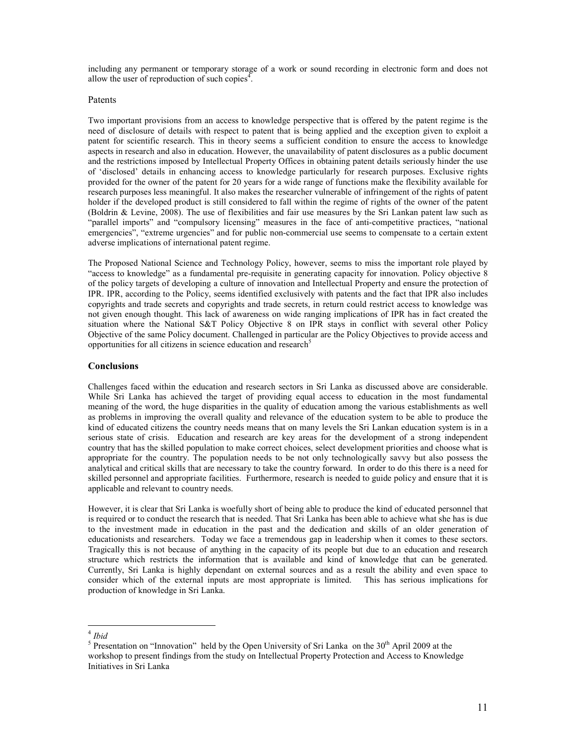including any permanent or temporary storage of a work or sound recording in electronic form and does not allow the user of reproduction of such copies[4].

## Patents

Two important provisions from an access to knowledge perspective that is offered by the patent regime is the need of disclosure of details with respect to patent that is being applied and the exception given to exploit a patent for scientific research. This in theory seems a sufficient condition to ensure the access to knowledge aspects in research and also in education. However, the unavailability of patent disclosures as a public document and the restrictions imposed by Intellectual Property Offices in obtaining patent details seriously hinder the use of 'disclosed' details in enhancing access to knowledge particularly for research purposes. Exclusive rights provided for the owner of the patent for 20 years for a wide range of functions make the flexibility available for research purposes less meaningful. It also makes the researcher vulnerable of infringement of the rights of patent holder if the developed product is still considered to fall within the regime of rights of the owner of the patent (Boldrin & Levine, 2008). The use of flexibilities and fair use measures by the Sri Lankan patent law such as "parallel imports" and "compulsory licensing" measures in the face of anti-competitive practices, "national emergencies", "extreme urgencies" and for public non-commercial use seems to compensate to a certain extent adverse implications of international patent regime.

The Proposed National Science and Technology Policy, however, seems to miss the important role played by "access to knowledge" as a fundamental pre-requisite in generating capacity for innovation. Policy objective 8 of the policy targets of developing a culture of innovation and Intellectual Property and ensure the protection of IPR. IPR, according to the Policy, seems identified exclusively with patents and the fact that IPR also includes copyrights and trade secrets and copyrights and trade secrets, in return could restrict access to knowledge was not given enough thought. This lack of awareness on wide ranging implications of IPR has in fact created the situation where the National S&T Policy Objective 8 on IPR stays in conflict with several other Policy Objective of the same Policy document. Challenged in particular are the Policy Objectives to provide access and opportunities for all citizens in science education and research[5]

## Conclusions

Challenges faced within the education and research sectors in Sri Lanka as discussed above are considerable. While Sri Lanka has achieved the target of providing equal access to education in the most fundamental meaning of the word, the huge disparities in the quality of education among the various establishments as well as problems in improving the overall quality and relevance of the education system to be able to produce the kind of educated citizens the country needs means that on many levels the Sri Lankan education system is in a serious state of crisis. Education and research are key areas for the development of a strong independent country that has the skilled population to make correct choices, select development priorities and choose what is appropriate for the country. The population needs to be not only technologically savvy but also possess the analytical and critical skills that are necessary to take the country forward. In order to do this there is a need for skilled personnel and appropriate facilities. Furthermore, research is needed to guide policy and ensure that it is applicable and relevant to country needs.

However, it is clear that Sri Lanka is woefully short of being able to produce the kind of educated personnel that is required or to conduct the research that is needed. That Sri Lanka has been able to achieve what she has is due to the investment made in education in the past and the dedication and skills of an older generation of educationists and researchers. Today we face a tremendous gap in leadership when it comes to these sectors. Tragically this is not because of anything in the capacity of its people but due to an education and research structure which restricts the information that is available and kind of knowledge that can be generated. Currently, Sri Lanka is highly dependant on external sources and as a result the ability and even space to consider which of the external inputs are most appropriate is limited. This has serious implications for production of knowledge in Sri Lanka.

---

[4] *Ibid*

[5] Presentation on "Innovation" held by the Open University of Sri Lanka on the 30th April 2009 at the workshop to present findings from the study on Intellectual Property Protection and Access to Knowledge Initiatives in Sri Lanka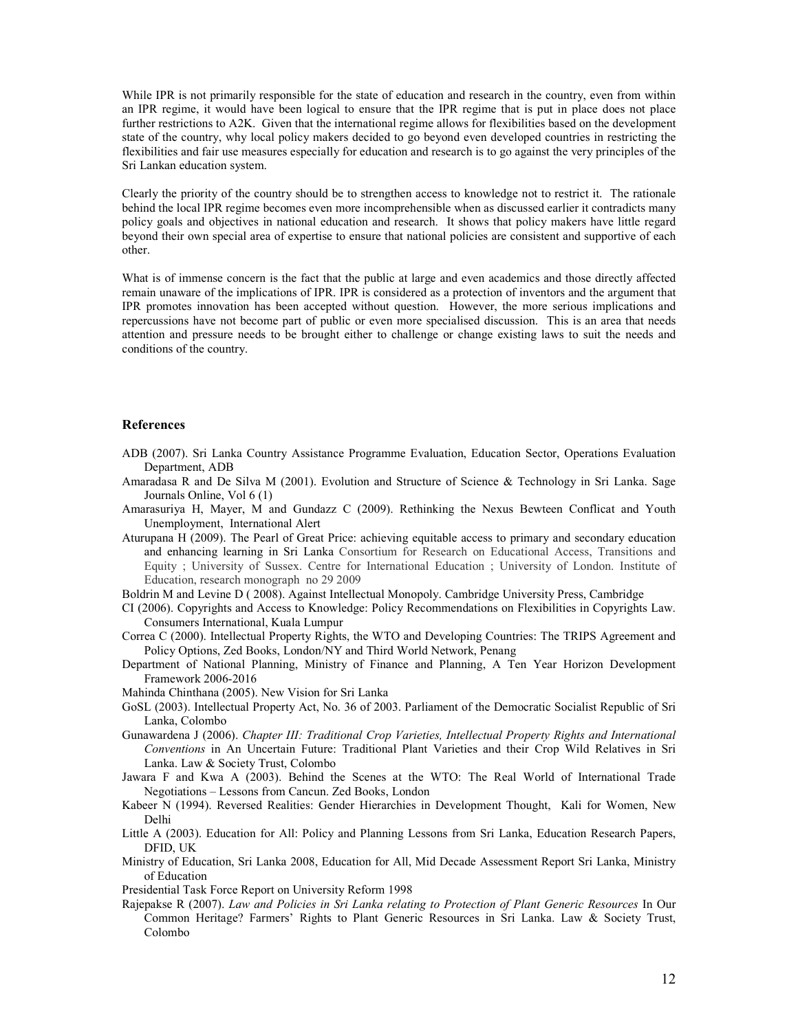While IPR is not primarily responsible for the state of education and research in the country, even from within an IPR regime, it would have been logical to ensure that the IPR regime that is put in place does not place further restrictions to A2K. Given that the international regime allows for flexibilities based on the development state of the country, why local policy makers decided to go beyond even developed countries in restricting the flexibilities and fair use measures especially for education and research is to go against the very principles of the Sri Lankan education system.

Clearly the priority of the country should be to strengthen access to knowledge not to restrict it. The rationale behind the local IPR regime becomes even more incomprehensible when as discussed earlier it contradicts many policy goals and objectives in national education and research. It shows that policy makers have little regard beyond their own special area of expertise to ensure that national policies are consistent and supportive of each other.

What is of immense concern is the fact that the public at large and even academics and those directly affected remain unaware of the implications of IPR. IPR is considered as a protection of inventors and the argument that IPR promotes innovation has been accepted without question. However, the more serious implications and repercussions have not become part of public or even more specialised discussion. This is an area that needs attention and pressure needs to be brought either to challenge or change existing laws to suit the needs and conditions of the country.

## References

ADB (2007). Sri Lanka Country Assistance Programme Evaluation, Education Sector, Operations Evaluation Department, ADB

Amaradasa R and De Silva M (2001). Evolution and Structure of Science & Technology in Sri Lanka. Sage Journals Online, Vol 6 (1)

Amarasuriya H, Mayer, M and Gundazz C (2009). Rethinking the Nexus Bewteen Conflicat and Youth Unemployment, International Alert

Aturupana H (2009). The Pearl of Great Price: achieving equitable access to primary and secondary education and enhancing learning in Sri Lanka Consortium for Research on Educational Access, Transitions and Equity ; University of Sussex. Centre for International Education ; University of London. Institute of Education, research monograph no 29 2009

Boldrin M and Levine D ( 2008). Against Intellectual Monopoly. Cambridge University Press, Cambridge

CI (2006). Copyrights and Access to Knowledge: Policy Recommendations on Flexibilities in Copyrights Law. Consumers International, Kuala Lumpur

Correa C (2000). Intellectual Property Rights, the WTO and Developing Countries: The TRIPS Agreement and Policy Options, Zed Books, London/NY and Third World Network, Penang

Department of National Planning, Ministry of Finance and Planning, A Ten Year Horizon Development Framework 2006-2016

Mahinda Chinthana (2005). New Vision for Sri Lanka

GoSL (2003). Intellectual Property Act, No. 36 of 2003. Parliament of the Democratic Socialist Republic of Sri Lanka, Colombo

Gunawardena J (2006). *Chapter III: Traditional Crop Varieties, Intellectual Property Rights and International Conventions* in An Uncertain Future: Traditional Plant Varieties and their Crop Wild Relatives in Sri Lanka. Law & Society Trust, Colombo

Jawara F and Kwa A (2003). Behind the Scenes at the WTO: The Real World of International Trade Negotiations – Lessons from Cancun. Zed Books, London

Kabeer N (1994). Reversed Realities: Gender Hierarchies in Development Thought, Kali for Women, New Delhi

Little A (2003). Education for All: Policy and Planning Lessons from Sri Lanka, Education Research Papers, DFID, UK

Ministry of Education, Sri Lanka 2008, Education for All, Mid Decade Assessment Report Sri Lanka, Ministry of Education

Presidential Task Force Report on University Reform 1998

Rajepakse R (2007). *Law and Policies in Sri Lanka relating to Protection of Plant Generic Resources* In Our Common Heritage? Farmers' Rights to Plant Generic Resources in Sri Lanka. Law & Society Trust, Colombo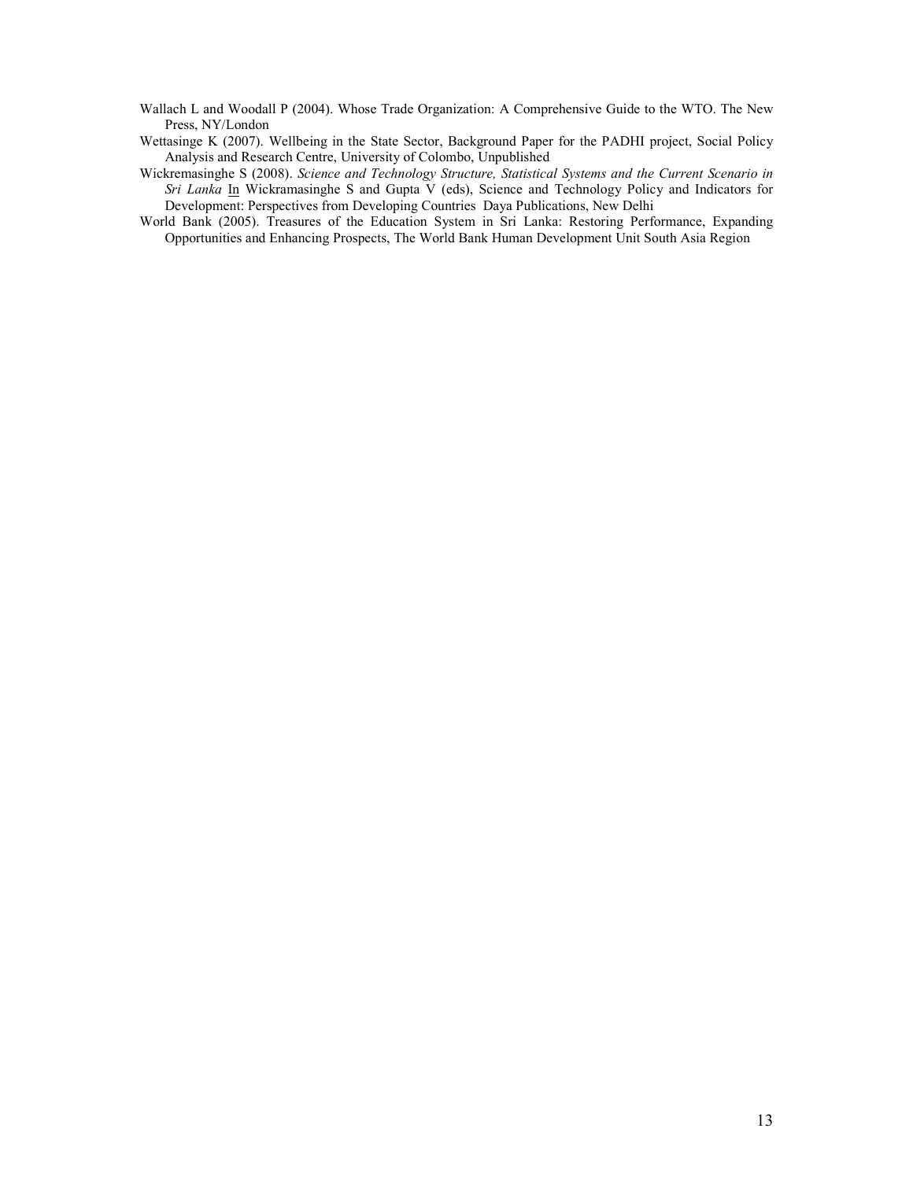Wallach L and Woodall P (2004). Whose Trade Organization: A Comprehensive Guide to the WTO. The New Press, NY/London

Wettasinge K (2007). Wellbeing in the State Sector, Background Paper for the PADHI project, Social Policy Analysis and Research Centre, University of Colombo, Unpublished

Wickremasinghe S (2008). *Science and Technology Structure, Statistical Systems and the Current Scenario in Sri Lanka* In Wickramasinghe S and Gupta V (eds), Science and Technology Policy and Indicators for Development: Perspectives from Developing Countries Daya Publications, New Delhi

World Bank (2005). Treasures of the Education System in Sri Lanka: Restoring Performance, Expanding Opportunities and Enhancing Prospects, The World Bank Human Development Unit South Asia Region